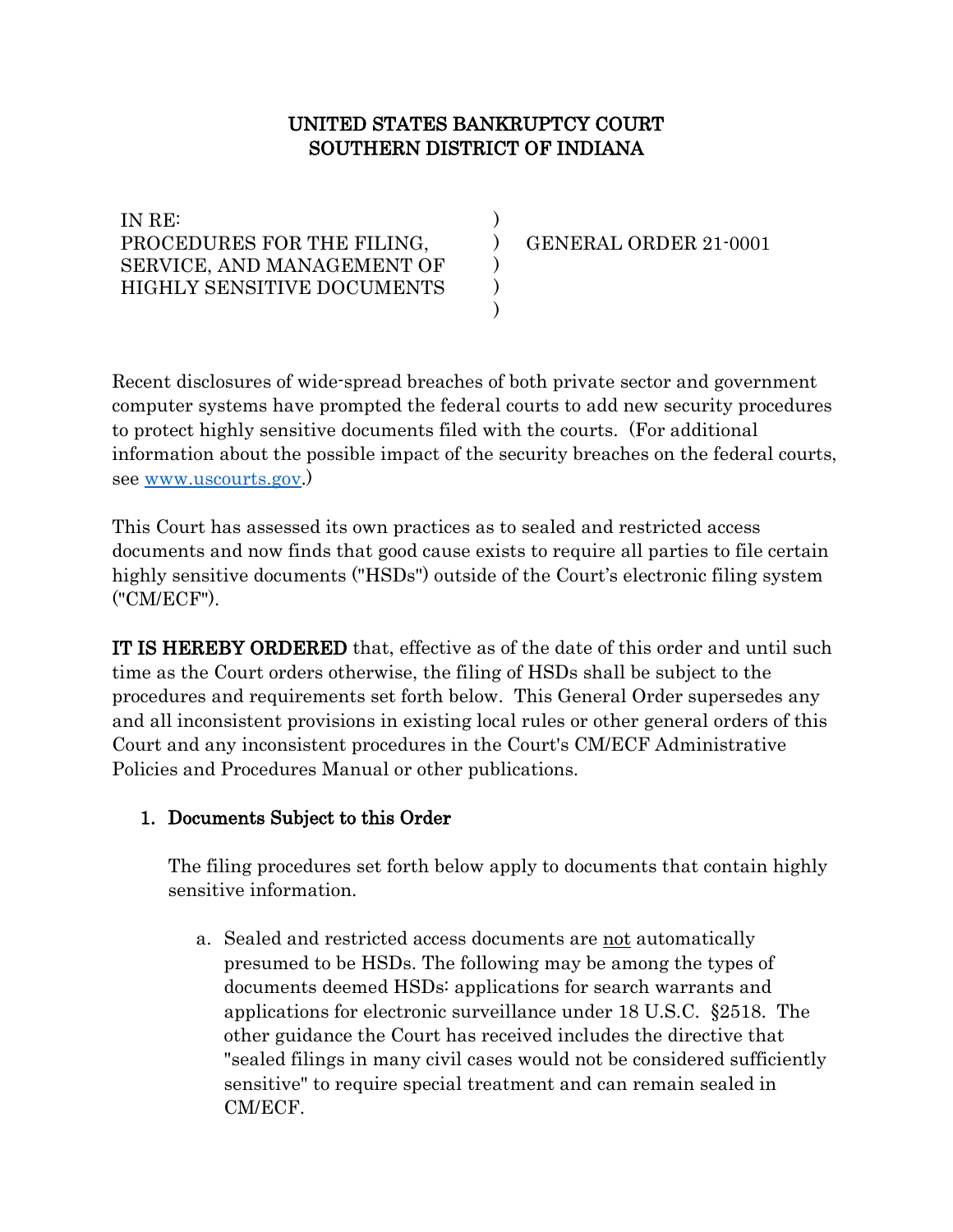# UNITED STATES BANKRUPTCY COURT
# SOUTHERN DISTRICT OF INDIANA

IN RE:
PROCEDURES FOR THE FILING, SERVICE, AND MANAGEMENT OF HIGHLY SENSITIVE DOCUMENTS

GENERAL ORDER 21-0001

Recent disclosures of wide-spread breaches of both private sector and government computer systems have prompted the federal courts to add new security procedures to protect highly sensitive documents filed with the courts. (For additional information about the possible impact of the security breaches on the federal courts, see [www.uscourts.gov](http://www.uscourts.gov).)

This Court has assessed its own practices as to sealed and restricted access documents and now finds that good cause exists to require all parties to file certain highly sensitive documents ("HSDs") outside of the Court's electronic filing system ("CM/ECF").

**IT IS HEREBY ORDERED** that, effective as of the date of this order and until such time as the Court orders otherwise, the filing of HSDs shall be subject to the procedures and requirements set forth below. This General Order supersedes any and all inconsistent provisions in existing local rules or other general orders of this Court and any inconsistent procedures in the Court's CM/ECF Administrative Policies and Procedures Manual or other publications.

1. **Documents Subject to this Order**

   The filing procedures set forth below apply to documents that contain highly sensitive information.

   a. Sealed and restricted access documents are <u>not</u> automatically presumed to be HSDs. The following may be among the types of documents deemed HSDs: applications for search warrants and applications for electronic surveillance under 18 U.S.C. §2518. The other guidance the Court has received includes the directive that "sealed filings in many civil cases would not be considered sufficiently sensitive" to require special treatment and can remain sealed in CM/ECF.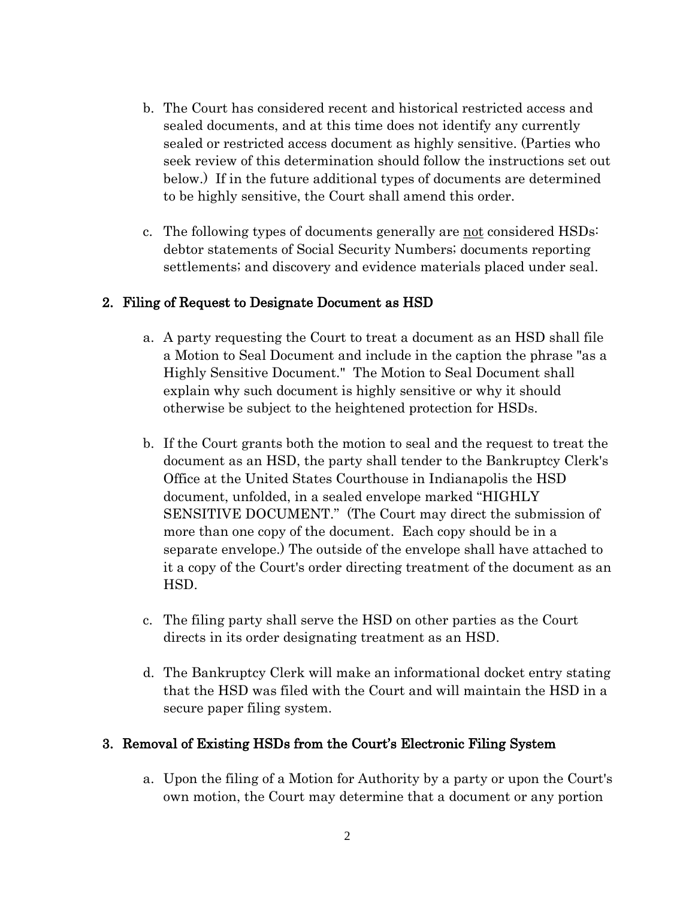b. The Court has considered recent and historical restricted access and sealed documents, and at this time does not identify any currently sealed or restricted access document as highly sensitive. (Parties who seek review of this determination should follow the instructions set out below.) If in the future additional types of documents are determined to be highly sensitive, the Court shall amend this order.

c. The following types of documents generally are not considered HSDs: debtor statements of Social Security Numbers; documents reporting settlements; and discovery and evidence materials placed under seal.

## 2. Filing of Request to Designate Document as HSD

a. A party requesting the Court to treat a document as an HSD shall file a Motion to Seal Document and include in the caption the phrase "as a Highly Sensitive Document." The Motion to Seal Document shall explain why such document is highly sensitive or why it should otherwise be subject to the heightened protection for HSDs.

b. If the Court grants both the motion to seal and the request to treat the document as an HSD, the party shall tender to the Bankruptcy Clerk's Office at the United States Courthouse in Indianapolis the HSD document, unfolded, in a sealed envelope marked "HIGHLY SENSITIVE DOCUMENT." (The Court may direct the submission of more than one copy of the document. Each copy should be in a separate envelope.) The outside of the envelope shall have attached to it a copy of the Court's order directing treatment of the document as an HSD.

c. The filing party shall serve the HSD on other parties as the Court directs in its order designating treatment as an HSD.

d. The Bankruptcy Clerk will make an informational docket entry stating that the HSD was filed with the Court and will maintain the HSD in a secure paper filing system.

## 3. Removal of Existing HSDs from the Court's Electronic Filing System

a. Upon the filing of a Motion for Authority by a party or upon the Court's own motion, the Court may determine that a document or any portion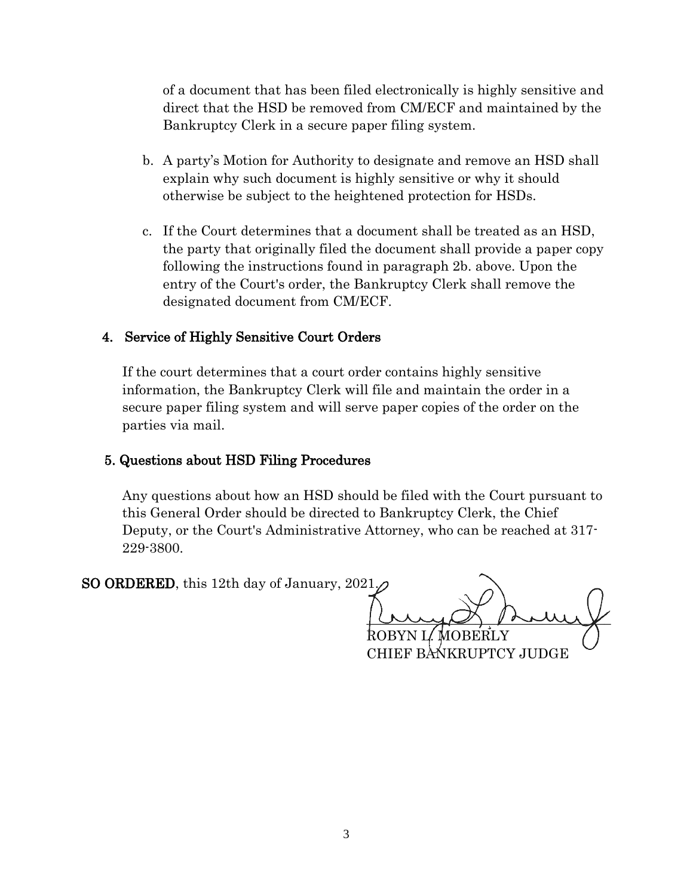of a document that has been filed electronically is highly sensitive and direct that the HSD be removed from CM/ECF and maintained by the Bankruptcy Clerk in a secure paper filing system.

b. A party's Motion for Authority to designate and remove an HSD shall explain why such document is highly sensitive or why it should otherwise be subject to the heightened protection for HSDs.

c. If the Court determines that a document shall be treated as an HSD, the party that originally filed the document shall provide a paper copy following the instructions found in paragraph 2b. above. Upon the entry of the Court's order, the Bankruptcy Clerk shall remove the designated document from CM/ECF.

## 4. Service of Highly Sensitive Court Orders

If the court determines that a court order contains highly sensitive information, the Bankruptcy Clerk will file and maintain the order in a secure paper filing system and will serve paper copies of the order on the parties via mail.

## 5. Questions about HSD Filing Procedures

Any questions about how an HSD should be filed with the Court pursuant to this General Order should be directed to Bankruptcy Clerk, the Chief Deputy, or the Court's Administrative Attorney, who can be reached at 317-229-3800.

**SO ORDERED**, this 12th day of January, 2021.

ROBYN L. MOBERLY
CHIEF BANKRUPTCY JUDGE